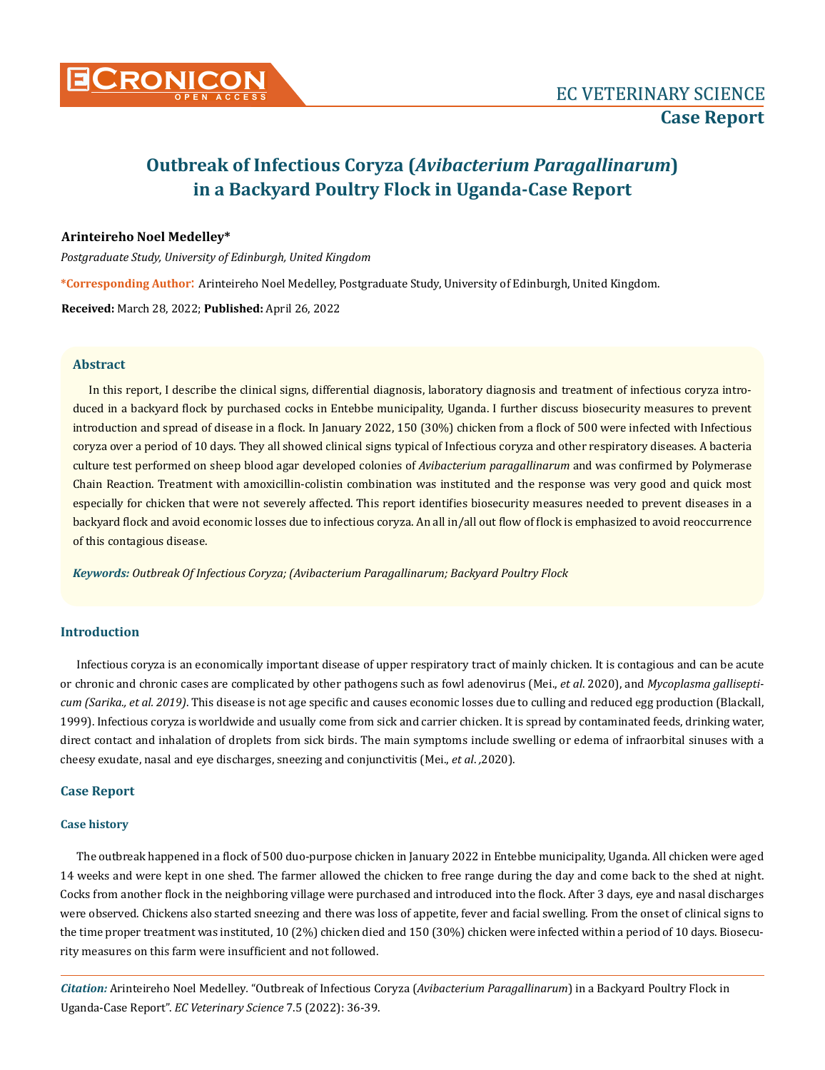# Outbreak of Infectious Coryza (*Avibacterium Paragallinarum*) in a Backyard Poultry Flock in Uganda-Case Report

**Arinteireho Noel Medelley***

*Postgraduate Study, University of Edinburgh, United Kingdom*

**\*Corresponding Author:** Arinteireho Noel Medelley, Postgraduate Study, University of Edinburgh, United Kingdom.

**Received:** March 28, 2022; **Published:** April 26, 2022

## Abstract

In this report, I describe the clinical signs, differential diagnosis, laboratory diagnosis and treatment of infectious coryza introduced in a backyard flock by purchased cocks in Entebbe municipality, Uganda. I further discuss biosecurity measures to prevent introduction and spread of disease in a flock. In January 2022, 150 (30%) chicken from a flock of 500 were infected with Infectious coryza over a period of 10 days. They all showed clinical signs typical of Infectious coryza and other respiratory diseases. A bacteria culture test performed on sheep blood agar developed colonies of *Avibacterium paragallinarum* and was confirmed by Polymerase Chain Reaction. Treatment with amoxicillin-colistin combination was instituted and the response was very good and quick most especially for chicken that were not severely affected. This report identifies biosecurity measures needed to prevent diseases in a backyard flock and avoid economic losses due to infectious coryza. An all in/all out flow of flock is emphasized to avoid reoccurrence of this contagious disease.

***Keywords:*** *Outbreak Of Infectious Coryza; (Avibacterium Paragallinarum; Backyard Poultry Flock*

## Introduction

Infectious coryza is an economically important disease of upper respiratory tract of mainly chicken. It is contagious and can be acute or chronic and chronic cases are complicated by other pathogens such as fowl adenovirus (Mei., *et al.* 2020), and *Mycoplasma gallisepticum (Sarika., et al. 2019)*. This disease is not age specific and causes economic losses due to culling and reduced egg production (Blackall, 1999). Infectious coryza is worldwide and usually come from sick and carrier chicken. It is spread by contaminated feeds, drinking water, direct contact and inhalation of droplets from sick birds. The main symptoms include swelling or edema of infraorbital sinuses with a cheesy exudate, nasal and eye discharges, sneezing and conjunctivitis (Mei., *et al.* ,2020).

## Case Report

### Case history

The outbreak happened in a flock of 500 duo-purpose chicken in January 2022 in Entebbe municipality, Uganda. All chicken were aged 14 weeks and were kept in one shed. The farmer allowed the chicken to free range during the day and come back to the shed at night. Cocks from another flock in the neighboring village were purchased and introduced into the flock. After 3 days, eye and nasal discharges were observed. Chickens also started sneezing and there was loss of appetite, fever and facial swelling. From the onset of clinical signs to the time proper treatment was instituted, 10 (2%) chicken died and 150 (30%) chicken were infected within a period of 10 days. Biosecurity measures on this farm were insufficient and not followed.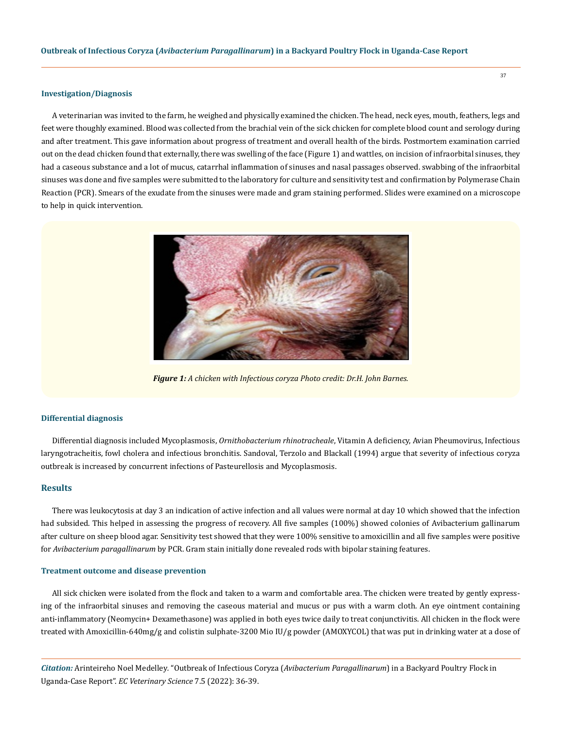### Investigation/Diagnosis

A veterinarian was invited to the farm, he weighed and physically examined the chicken. The head, neck eyes, mouth, feathers, legs and feet were thoughly examined. Blood was collected from the brachial vein of the sick chicken for complete blood count and serology during and after treatment. This gave information about progress of treatment and overall health of the birds. Postmortem examination carried out on the dead chicken found that externally, there was swelling of the face (Figure 1) and wattles, on incision of infraorbital sinuses, they had a caseous substance and a lot of mucus, catarrhal inflammation of sinuses and nasal passages observed. swabbing of the infraorbital sinuses was done and five samples were submitted to the laboratory for culture and sensitivity test and confirmation by Polymerase Chain Reaction (PCR). Smears of the exudate from the sinuses were made and gram staining performed. Slides were examined on a microscope to help in quick intervention.

***Figure 1:*** *A chicken with Infectious coryza Photo credit: Dr.H. John Barnes.*

### Differential diagnosis

Differential diagnosis included Mycoplasmosis, *Ornithobacterium rhinotracheale*, Vitamin A deficiency, Avian Pheumovirus, Infectious laryngotracheitis, fowl cholera and infectious bronchitis. Sandoval, Terzolo and Blackall (1994) argue that severity of infectious coryza outbreak is increased by concurrent infections of Pasteurellosis and Mycoplasmosis.

## Results

There was leukocytosis at day 3 an indication of active infection and all values were normal at day 10 which showed that the infection had subsided. This helped in assessing the progress of recovery. All five samples (100%) showed colonies of Avibacterium gallinarum after culture on sheep blood agar. Sensitivity test showed that they were 100% sensitive to amoxicillin and all five samples were positive for *Avibacterium paragallinarum* by PCR. Gram stain initially done revealed rods with bipolar staining features.

### Treatment outcome and disease prevention

All sick chicken were isolated from the flock and taken to a warm and comfortable area. The chicken were treated by gently expressing of the infraorbital sinuses and removing the caseous material and mucus or pus with a warm cloth. An eye ointment containing anti-inflammatory (Neomycin+ Dexamethasone) was applied in both eyes twice daily to treat conjunctivitis. All chicken in the flock were treated with Amoxicillin-640mg/g and colistin sulphate-3200 Mio IU/g powder (AMOXYCOL) that was put in drinking water at a dose of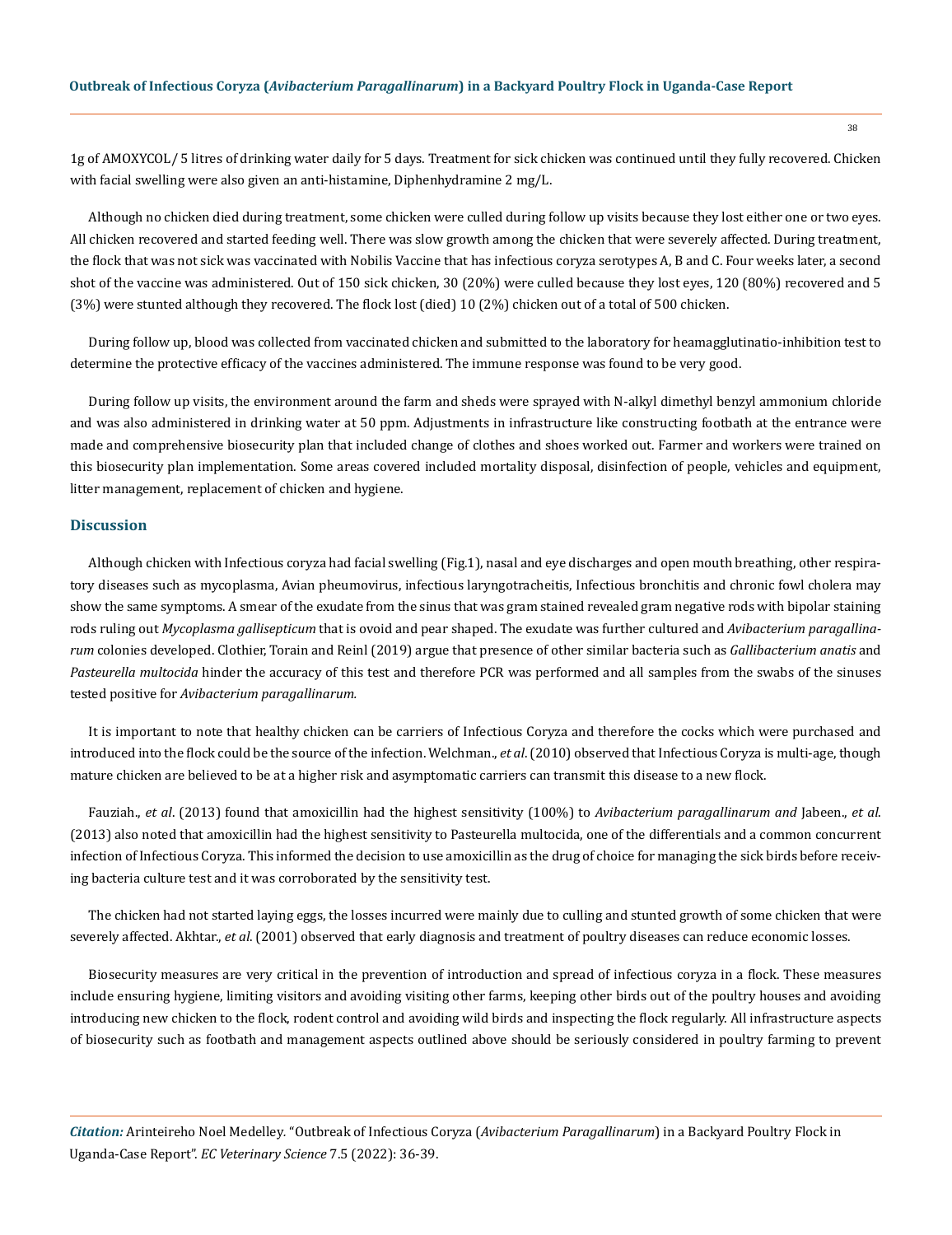1g of AMOXYCOL/ 5 litres of drinking water daily for 5 days. Treatment for sick chicken was continued until they fully recovered. Chicken with facial swelling were also given an anti-histamine, Diphenhydramine 2 mg/L.

Although no chicken died during treatment, some chicken were culled during follow up visits because they lost either one or two eyes. All chicken recovered and started feeding well. There was slow growth among the chicken that were severely affected. During treatment, the flock that was not sick was vaccinated with Nobilis Vaccine that has infectious coryza serotypes A, B and C. Four weeks later, a second shot of the vaccine was administered. Out of 150 sick chicken, 30 (20%) were culled because they lost eyes, 120 (80%) recovered and 5 (3%) were stunted although they recovered. The flock lost (died) 10 (2%) chicken out of a total of 500 chicken.

During follow up, blood was collected from vaccinated chicken and submitted to the laboratory for heamagglutinatio-inhibition test to determine the protective efficacy of the vaccines administered. The immune response was found to be very good.

During follow up visits, the environment around the farm and sheds were sprayed with N-alkyl dimethyl benzyl ammonium chloride and was also administered in drinking water at 50 ppm. Adjustments in infrastructure like constructing footbath at the entrance were made and comprehensive biosecurity plan that included change of clothes and shoes worked out. Farmer and workers were trained on this biosecurity plan implementation. Some areas covered included mortality disposal, disinfection of people, vehicles and equipment, litter management, replacement of chicken and hygiene.

## Discussion

Although chicken with Infectious coryza had facial swelling (Fig.1), nasal and eye discharges and open mouth breathing, other respiratory diseases such as mycoplasma, Avian pheumovirus, infectious laryngotracheitis, Infectious bronchitis and chronic fowl cholera may show the same symptoms. A smear of the exudate from the sinus that was gram stained revealed gram negative rods with bipolar staining rods ruling out *Mycoplasma gallisepticum* that is ovoid and pear shaped. The exudate was further cultured and *Avibacterium paragallinarum* colonies developed. Clothier, Torain and Reinl (2019) argue that presence of other similar bacteria such as *Gallibacterium anatis* and *Pasteurella multocida* hinder the accuracy of this test and therefore PCR was performed and all samples from the swabs of the sinuses tested positive for *Avibacterium paragallinarum.*

It is important to note that healthy chicken can be carriers of Infectious Coryza and therefore the cocks which were purchased and introduced into the flock could be the source of the infection. Welchman., *et al*. (2010) observed that Infectious Coryza is multi-age, though mature chicken are believed to be at a higher risk and asymptomatic carriers can transmit this disease to a new flock.

Fauziah., *et al*. (2013) found that amoxicillin had the highest sensitivity (100%) to *Avibacterium paragallinarum and* Jabeen., *et al.* (2013) also noted that amoxicillin had the highest sensitivity to Pasteurella multocida, one of the differentials and a common concurrent infection of Infectious Coryza. This informed the decision to use amoxicillin as the drug of choice for managing the sick birds before receiving bacteria culture test and it was corroborated by the sensitivity test.

The chicken had not started laying eggs, the losses incurred were mainly due to culling and stunted growth of some chicken that were severely affected. Akhtar., *et al*. (2001) observed that early diagnosis and treatment of poultry diseases can reduce economic losses.

Biosecurity measures are very critical in the prevention of introduction and spread of infectious coryza in a flock. These measures include ensuring hygiene, limiting visitors and avoiding visiting other farms, keeping other birds out of the poultry houses and avoiding introducing new chicken to the flock, rodent control and avoiding wild birds and inspecting the flock regularly. All infrastructure aspects of biosecurity such as footbath and management aspects outlined above should be seriously considered in poultry farming to prevent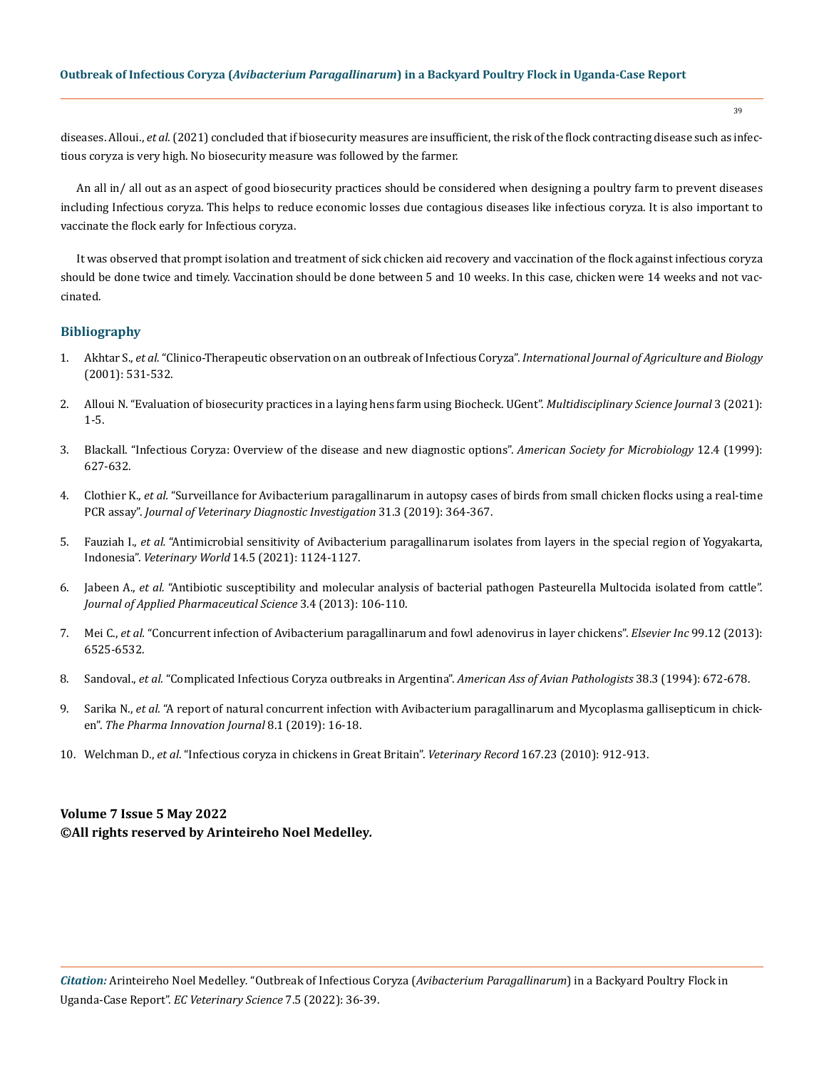diseases. Alloui., *et al*. (2021) concluded that if biosecurity measures are insufficient, the risk of the flock contracting disease such as infectious coryza is very high. No biosecurity measure was followed by the farmer.

An all in/ all out as an aspect of good biosecurity practices should be considered when designing a poultry farm to prevent diseases including Infectious coryza. This helps to reduce economic losses due contagious diseases like infectious coryza. It is also important to vaccinate the flock early for Infectious coryza.

It was observed that prompt isolation and treatment of sick chicken aid recovery and vaccination of the flock against infectious coryza should be done twice and timely. Vaccination should be done between 5 and 10 weeks. In this case, chicken were 14 weeks and not vaccinated.

## Bibliography

1. Akhtar S., *et al.* "Clinico-Therapeutic observation on an outbreak of Infectious Coryza". *International Journal of Agriculture and Biology* (2001): 531-532.
2. Alloui N. "Evaluation of biosecurity practices in a laying hens farm using Biocheck. UGent". *Multidisciplinary Science Journal* 3 (2021): 1-5.
3. Blackall. "Infectious Coryza: Overview of the disease and new diagnostic options". *American Society for Microbiology* 12.4 (1999): 627-632.
4. Clothier K., *et al*. "Surveillance for Avibacterium paragallinarum in autopsy cases of birds from small chicken flocks using a real-time PCR assay". *Journal of Veterinary Diagnostic Investigation* 31.3 (2019): 364-367.
5. Fauziah I., *et al.* "Antimicrobial sensitivity of Avibacterium paragallinarum isolates from layers in the special region of Yogyakarta, Indonesia". *Veterinary World* 14.5 (2021): 1124-1127.
6. Jabeen A., *et al.* "Antibiotic susceptibility and molecular analysis of bacterial pathogen Pasteurella Multocida isolated from cattle". *Journal of Applied Pharmaceutical Science* 3.4 (2013): 106-110.
7. Mei C., *et al*. "Concurrent infection of Avibacterium paragallinarum and fowl adenovirus in layer chickens". *Elsevier Inc* 99.12 (2013): 6525-6532.
8. Sandoval., *et al.* "Complicated Infectious Coryza outbreaks in Argentina". *American Ass of Avian Pathologists* 38.3 (1994): 672-678.
9. Sarika N., *et al.* "A report of natural concurrent infection with Avibacterium paragallinarum and Mycoplasma gallisepticum in chicken". *The Pharma Innovation Journal* 8.1 (2019): 16-18.
10. Welchman D., *et al*. "Infectious coryza in chickens in Great Britain". *Veterinary Record* 167.23 (2010): 912-913.

**Volume 7 Issue 5 May 2022**
**©All rights reserved by Arinteireho Noel Medelley.**